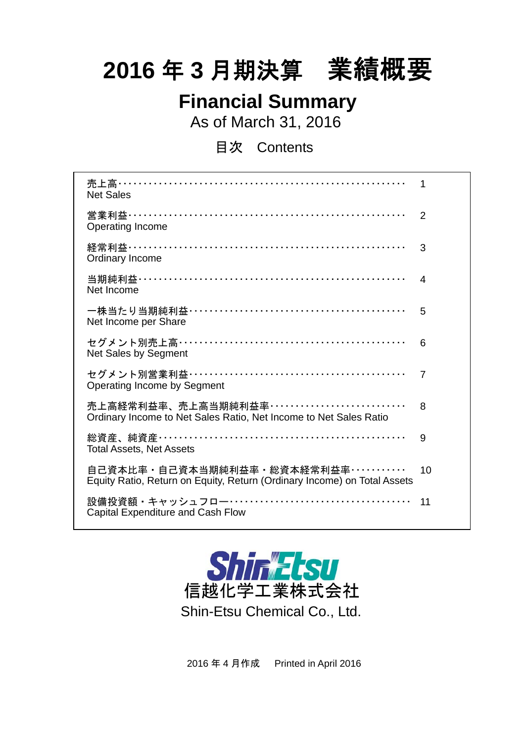# 2016 年 3 月期決算　業績概要

## Financial Summary

As of March 31, 2016

### 目次　Contents

| | |
|---|---|
| 売上高<br>Net Sales | 1 |
| 営業利益<br>Operating Income | 2 |
| 経常利益<br>Ordinary Income | 3 |
| 当期純利益<br>Net Income | 4 |
| 一株当たり当期純利益<br>Net Income per Share | 5 |
| セグメント別売上高<br>Net Sales by Segment | 6 |
| セグメント別営業利益<br>Operating Income by Segment | 7 |
| 売上高経常利益率、売上高当期純利益率<br>Ordinary Income to Net Sales Ratio, Net Income to Net Sales Ratio | 8 |
| 総資産、純資産<br>Total Assets, Net Assets | 9 |
| 自己資本比率・自己資本当期純利益率・総資本経常利益率<br>Equity Ratio, Return on Equity, Return (Ordinary Income) on Total Assets | 10 |
| 設備投資額・キャッシュフロー<br>Capital Expenditure and Cash Flow | 11 |

Shin-Etsu
信越化学工業株式会社
Shin-Etsu Chemical Co., Ltd.

2016 年 4 月作成　Printed in April 2016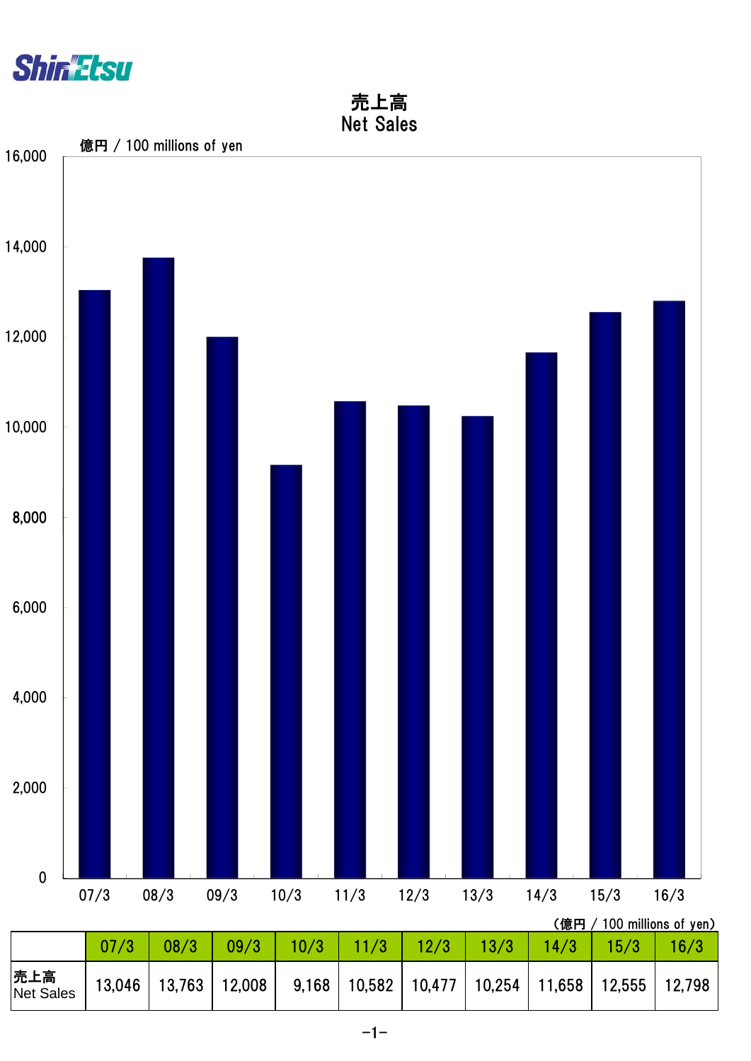# 売上高
## Net Sales

億円 / 100 millions of yen

(億円 / 100 millions of yen)

| | 07/3 | 08/3 | 09/3 | 10/3 | 11/3 | 12/3 | 13/3 | 14/3 | 15/3 | 16/3 |
|---|---|---|---|---|---|---|---|---|---|---|
| 売上高 Net Sales | 13,046 | 13,763 | 12,008 | 9,168 | 10,582 | 10,477 | 10,254 | 11,658 | 12,555 | 12,798 |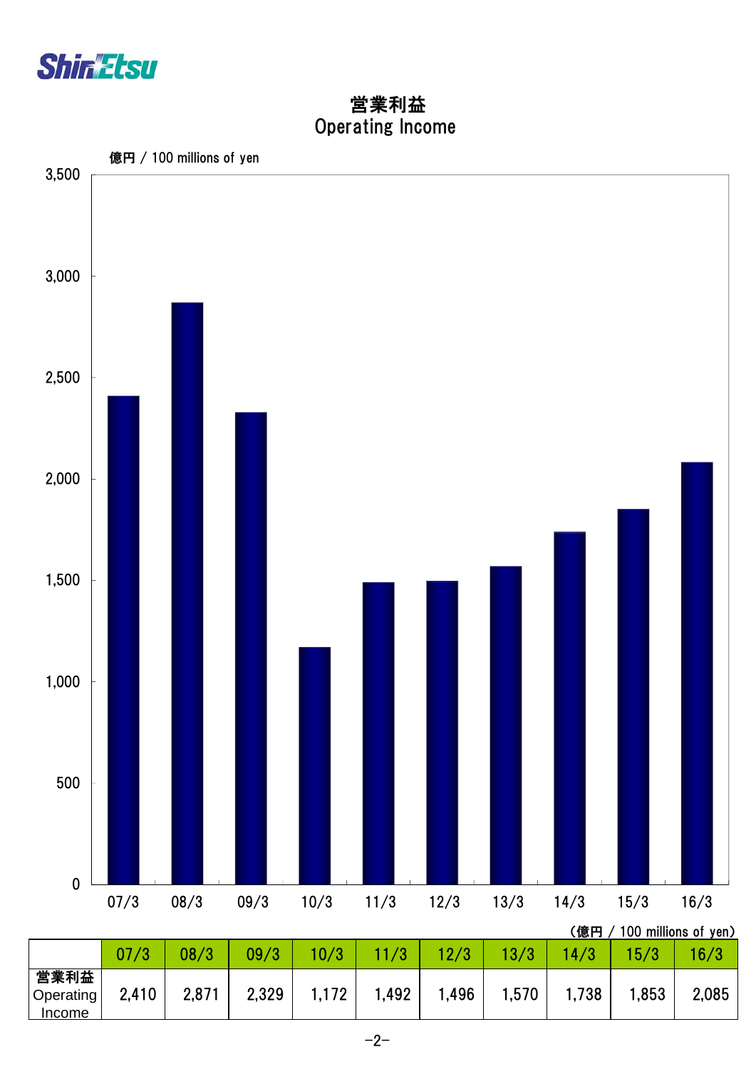# 営業利益
## Operating Income

億円 / 100 millions of yen

(億円 / 100 millions of yen)

| | 07/3 | 08/3 | 09/3 | 10/3 | 11/3 | 12/3 | 13/3 | 14/3 | 15/3 | 16/3 |
|---|---|---|---|---|---|---|---|---|---|---|
| 営業利益 Operating Income | 2,410 | 2,871 | 2,329 | 1,172 | 1,492 | 1,496 | 1,570 | 1,738 | 1,853 | 2,085 |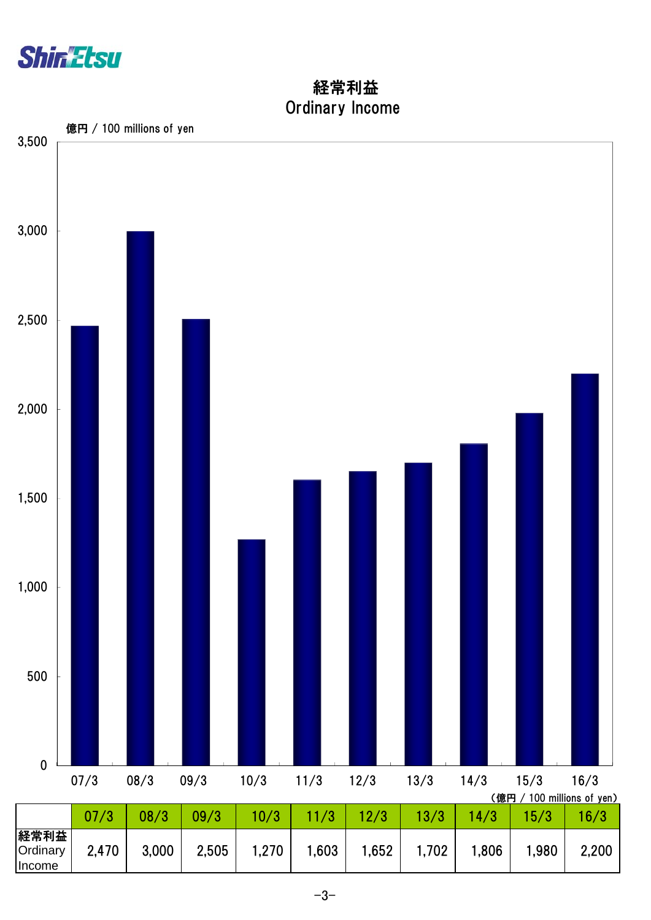# 経常利益
# Ordinary Income

（億円 / 100 millions of yen）

| | 07/3 | 08/3 | 09/3 | 10/3 | 11/3 | 12/3 | 13/3 | 14/3 | 15/3 | 16/3 |
|---|---|---|---|---|---|---|---|---|---|---|
| 経常利益 Ordinary Income | 2,470 | 3,000 | 2,505 | 1,270 | 1,603 | 1,652 | 1,702 | 1,806 | 1,980 | 2,200 |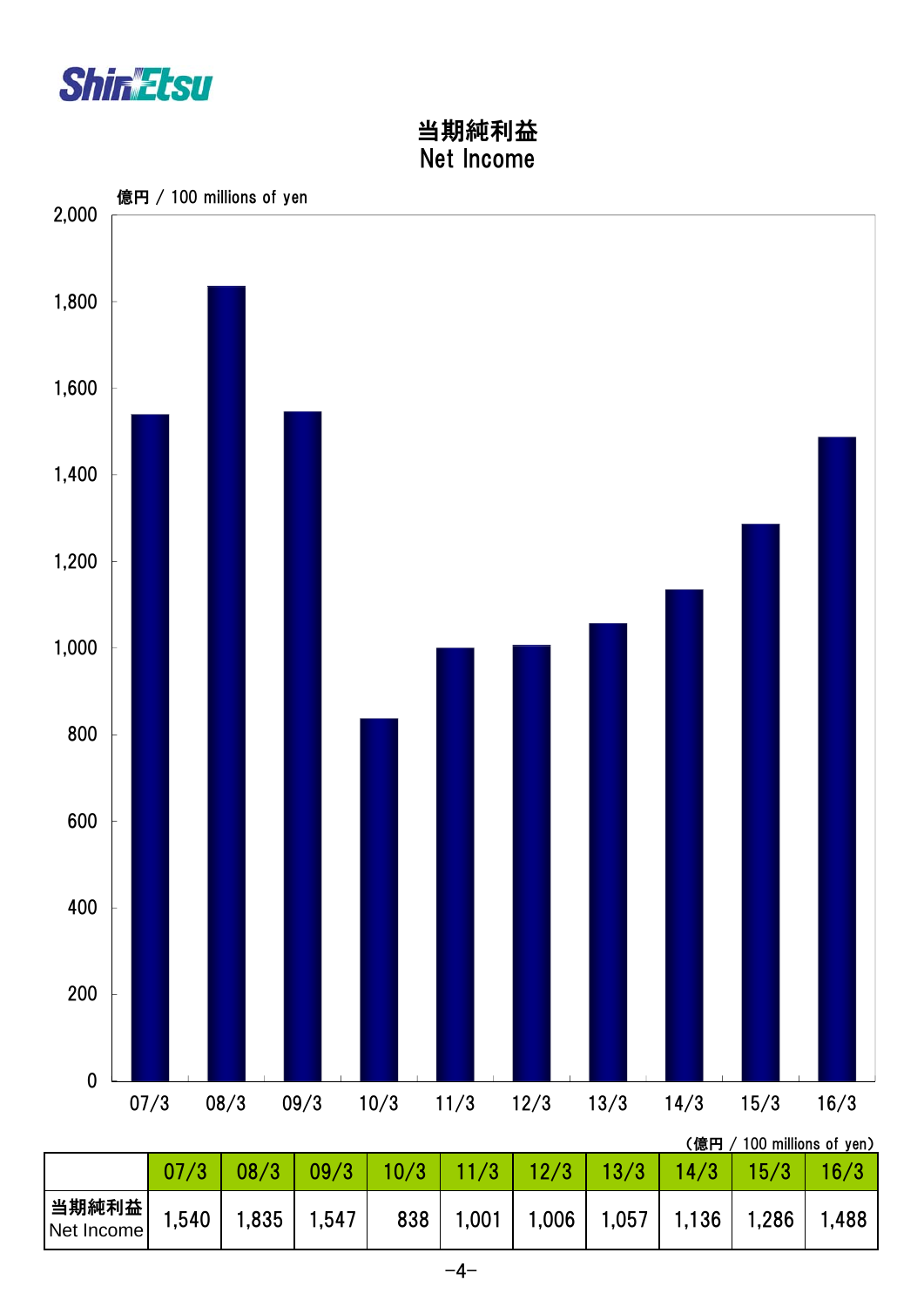# 当期純利益
# Net Income

億円 / 100 millions of yen

(億円 / 100 millions of yen)

| | 07/3 | 08/3 | 09/3 | 10/3 | 11/3 | 12/3 | 13/3 | 14/3 | 15/3 | 16/3 |
|---|---|---|---|---|---|---|---|---|---|---|
| 当期純利益 Net Income | 1,540 | 1,835 | 1,547 | 838 | 1,001 | 1,006 | 1,057 | 1,136 | 1,286 | 1,488 |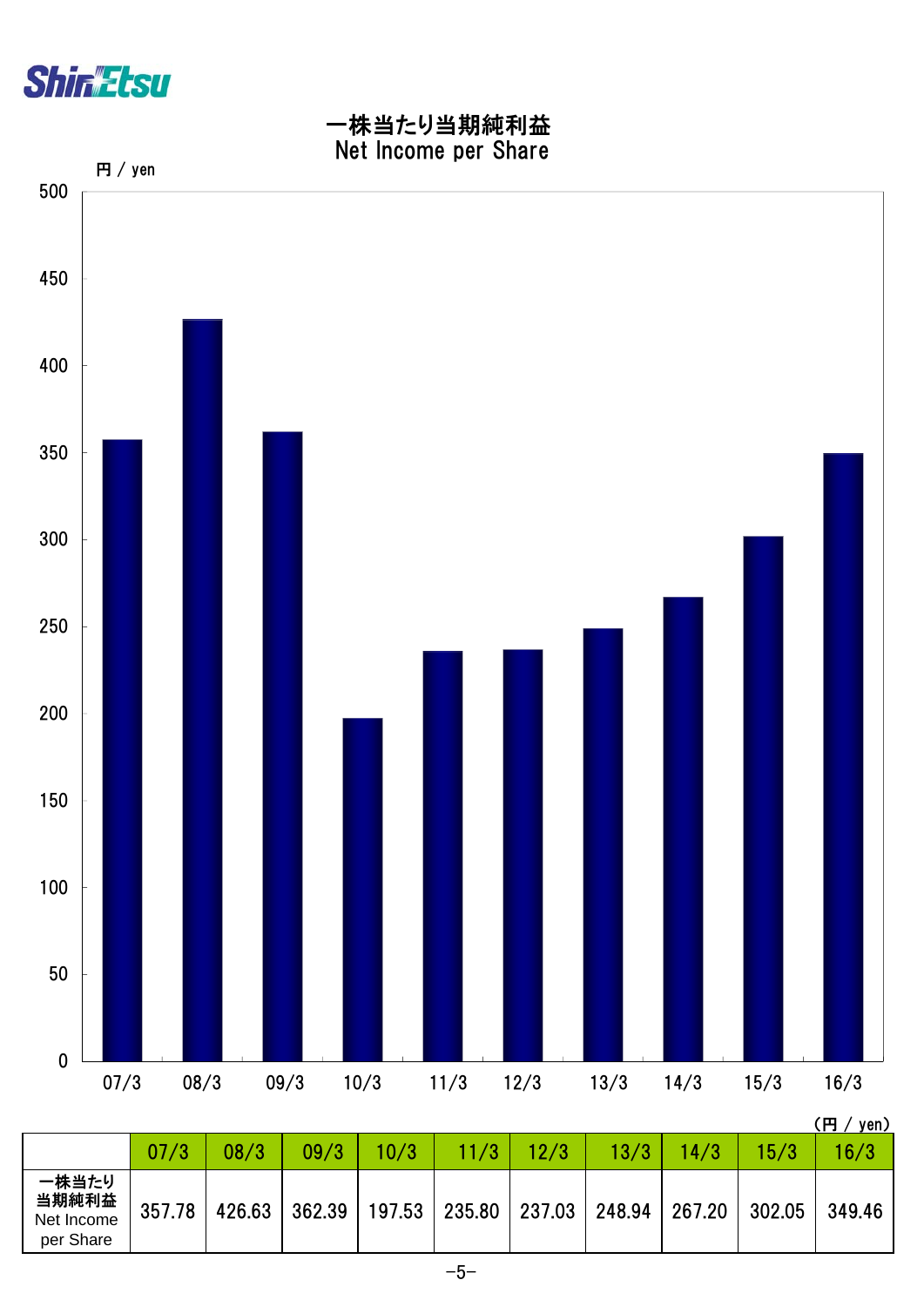# 一株当たり当期純利益
# Net Income per Share

円 / yen

(円 / yen)

| | 07/3 | 08/3 | 09/3 | 10/3 | 11/3 | 12/3 | 13/3 | 14/3 | 15/3 | 16/3 |
|---|---|---|---|---|---|---|---|---|---|---|
| 一株当たり当期純利益 Net Income per Share | 357.78 | 426.63 | 362.39 | 197.53 | 235.80 | 237.03 | 248.94 | 267.20 | 302.05 | 349.46 |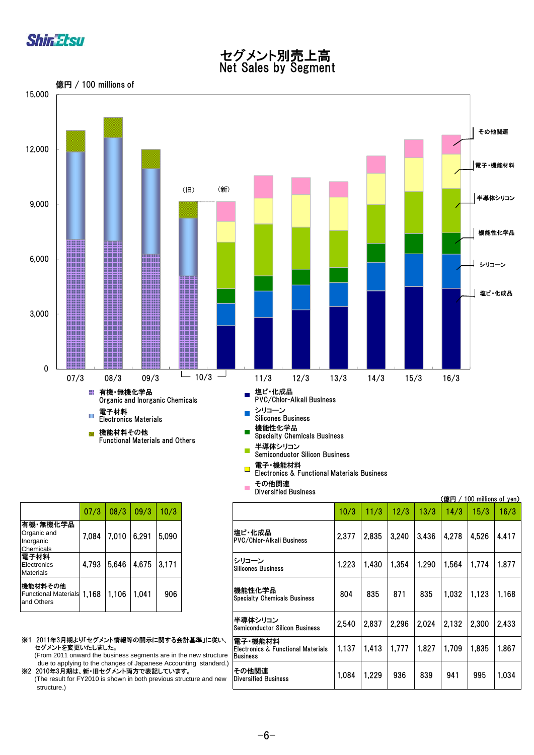# セグメント別売上高
# Net Sales by Segment

億円 / 100 millions of

15,000
12,000
9,000
6,000
3,000
0

07/3　08/3　09/3　（旧）10/3（新）　11/3　12/3　13/3　14/3　15/3　16/3

その他関連
電子・機能材料
半導体シリコン
機能性化学品
シリコーン
塩ビ・化成品

- 有機・無機化学品 Organic and Inorganic Chemicals
- 電子材料 Electronics Materials
- 機能材料その他 Functional Materials and Others
- 塩ビ・化成品 PVC/Chlor-Alkali Business
- シリコーン Silicones Business
- 機能性化学品 Specialty Chemicals Business
- 半導体シリコン Semiconductor Silicon Business
- 電子・機能材料 Electronics & Functional Materials Business
- その他関連 Diversified Business

（億円 / 100 millions of yen）

| | 07/3 | 08/3 | 09/3 | 10/3 |
|---|---|---|---|---|
| 有機・無機化学品 Organic and Inorganic Chemicals | 7,084 | 7,010 | 6,291 | 5,090 |
| 電子材料 Electronics Materials | 4,793 | 5,646 | 4,675 | 3,171 |
| 機能材料その他 Functional Materials and Others | 1,168 | 1,106 | 1,041 | 906 |

| | 10/3 | 11/3 | 12/3 | 13/3 | 14/3 | 15/3 | 16/3 |
|---|---|---|---|---|---|---|---|
| 塩ビ・化成品 PVC/Chlor-Alkali Business | 2,377 | 2,835 | 3,240 | 3,436 | 4,278 | 4,526 | 4,417 |
| シリコーン Silicones Business | 1,223 | 1,430 | 1,354 | 1,290 | 1,564 | 1,774 | 1,877 |
| 機能性化学品 Specialty Chemicals Business | 804 | 835 | 871 | 835 | 1,032 | 1,123 | 1,168 |
| 半導体シリコン Semiconductor Silicon Business | 2,540 | 2,837 | 2,296 | 2,024 | 2,132 | 2,300 | 2,433 |
| 電子・機能材料 Electronics & Functional Materials Business | 1,137 | 1,413 | 1,777 | 1,827 | 1,709 | 1,835 | 1,867 |
| その他関連 Diversified Business | 1,084 | 1,229 | 936 | 839 | 941 | 995 | 1,034 |

※1 2011年3月期より「セグメント情報等の開示に関する会計基準」に従い、セグメントを変更いたしました。
(From 2011 onward the business segments are in the new structure due to applying to the changes of Japanese Accounting standard.)

※2 2010年3月期は、新・旧セグメント両方で表記しています。
(The result for FY2010 is shown in both previous structure and new structure.)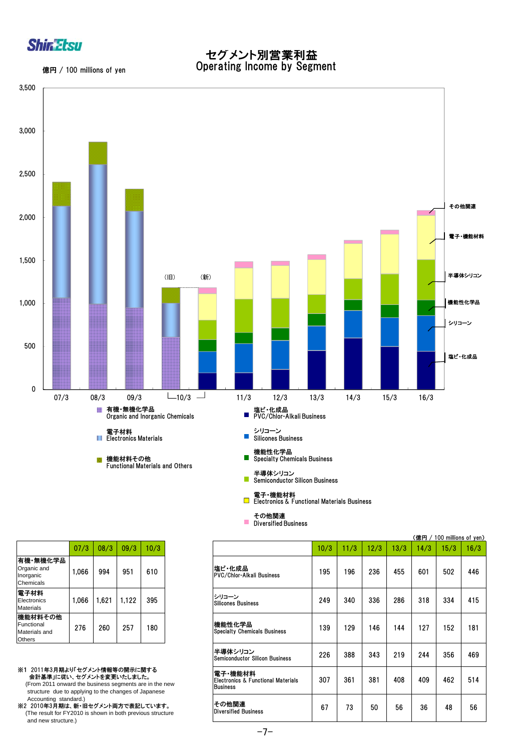# セグメント別営業利益
# Operating Income by Segment

億円 / 100 millions of yen

（旧）　（新）

07/3　08/3　09/3　10/3　11/3　12/3　13/3　14/3　15/3　16/3

- 有機・無機化学品 Organic and Inorganic Chemicals
- 電子材料 Electronics Materials
- 機能材料その他 Functional Materials and Others
- 塩ビ・化成品 PVC/Chlor-Alkali Business
- シリコーン Silicones Business
- 機能性化学品 Specialty Chemicals Business
- 半導体シリコン Semiconductor Silicon Business
- 電子・機能材料 Electronics & Functional Materials Business
- その他関連 Diversified Business

| | 07/3 | 08/3 | 09/3 | 10/3 |
|---|---|---|---|---|
| 有機・無機化学品 Organic and Inorganic Chemicals | 1,066 | 994 | 951 | 610 |
| 電子材料 Electronics Materials | 1,066 | 1,621 | 1,122 | 395 |
| 機能材料その他 Functional Materials and Others | 276 | 260 | 257 | 180 |

※1 2011年3月期より「セグメント情報等の開示に関する会計基準」に従い、セグメントを変更いたしました。
(From 2011 onward the business segments are in the new structure due to applying to the changes of Japanese Accounting standard.)

※2 2010年3月期は、新・旧セグメント両方で表記しています。
(The result for FY2010 is shown in both previous structure and new structure.)

（億円 / 100 millions of yen）

| | 10/3 | 11/3 | 12/3 | 13/3 | 14/3 | 15/3 | 16/3 |
|---|---|---|---|---|---|---|---|
| 塩ビ・化成品 PVC/Chlor-Alkali Business | 195 | 196 | 236 | 455 | 601 | 502 | 446 |
| シリコーン Silicones Business | 249 | 340 | 336 | 286 | 318 | 334 | 415 |
| 機能性化学品 Specialty Chemicals Business | 139 | 129 | 146 | 144 | 127 | 152 | 181 |
| 半導体シリコン Semiconductor Silicon Business | 226 | 388 | 343 | 219 | 244 | 356 | 469 |
| 電子・機能材料 Electronics & Functional Materials Business | 307 | 361 | 381 | 408 | 409 | 462 | 514 |
| その他関連 Diversified Business | 67 | 73 | 50 | 56 | 36 | 48 | 56 |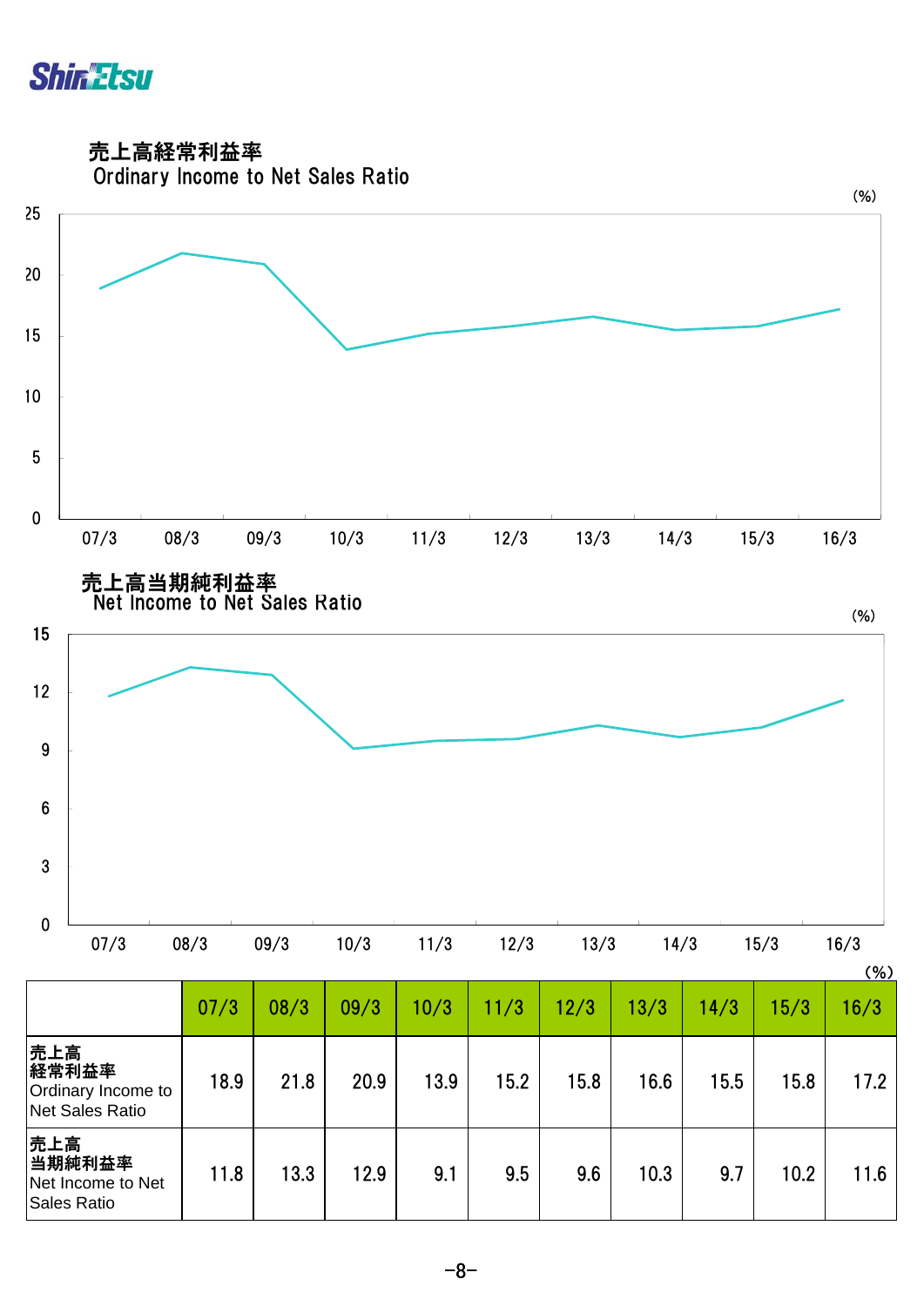## 売上高経常利益率
## Ordinary Income to Net Sales Ratio

(%)

## 売上高当期純利益率
## Net Income to Net Sales Ratio

(%)

(%)

| | 07/3 | 08/3 | 09/3 | 10/3 | 11/3 | 12/3 | 13/3 | 14/3 | 15/3 | 16/3 |
|---|---|---|---|---|---|---|---|---|---|---|
| 売上高<br>経常利益率<br>Ordinary Income to Net Sales Ratio | 18.9 | 21.8 | 20.9 | 13.9 | 15.2 | 15.8 | 16.6 | 15.5 | 15.8 | 17.2 |
| 売上高<br>当期純利益率<br>Net Income to Net Sales Ratio | 11.8 | 13.3 | 12.9 | 9.1 | 9.5 | 9.6 | 10.3 | 9.7 | 10.2 | 11.6 |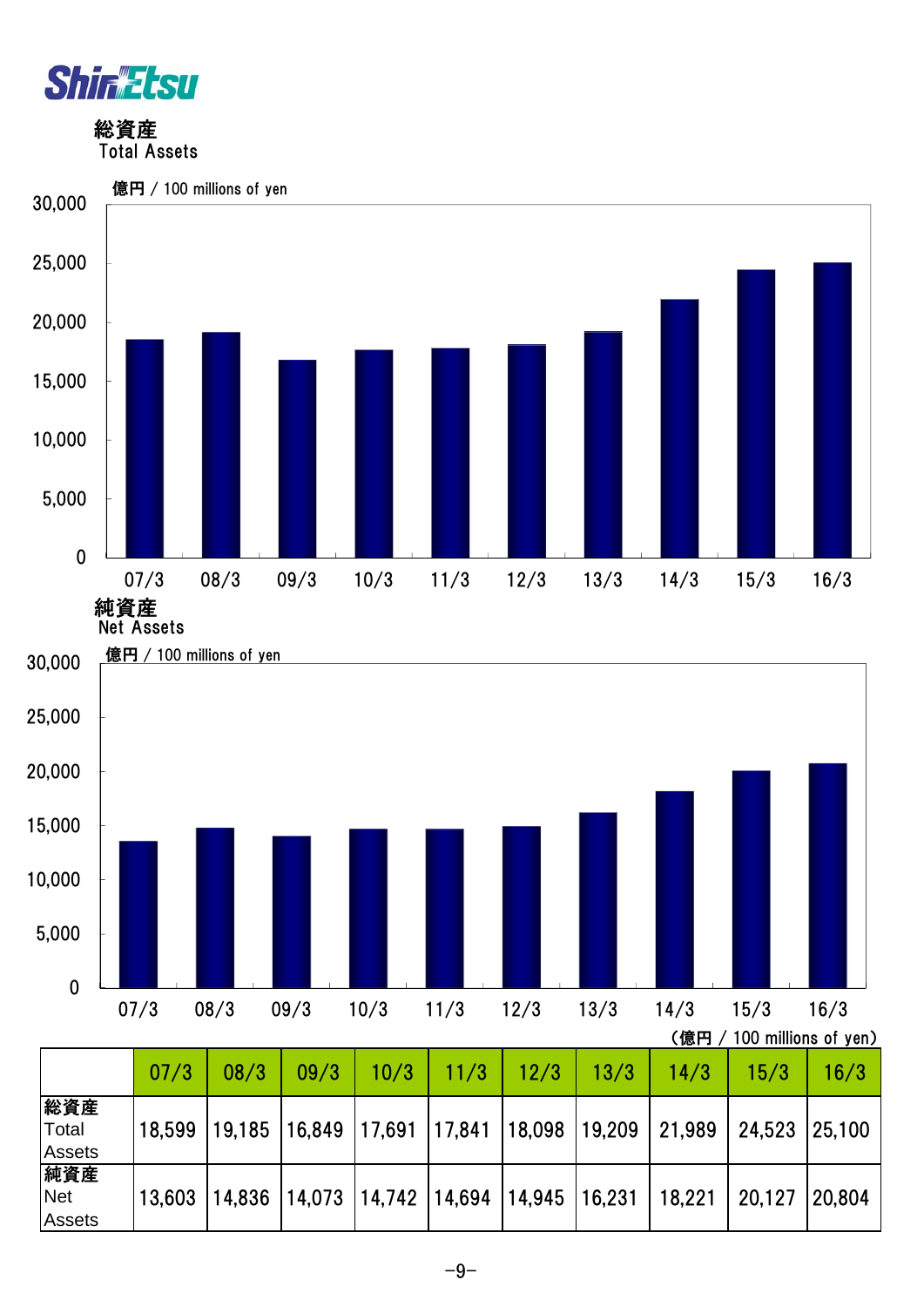## 総資産
Total Assets

億円 / 100 millions of yen

## 純資産
Net Assets

億円 / 100 millions of yen

（億円 / 100 millions of yen）

| | 07/3 | 08/3 | 09/3 | 10/3 | 11/3 | 12/3 | 13/3 | 14/3 | 15/3 | 16/3 |
|---|---|---|---|---|---|---|---|---|---|---|
| 総資産 Total Assets | 18,599 | 19,185 | 16,849 | 17,691 | 17,841 | 18,098 | 19,209 | 21,989 | 24,523 | 25,100 |
| 純資産 Net Assets | 13,603 | 14,836 | 14,073 | 14,742 | 14,694 | 14,945 | 16,231 | 18,221 | 20,127 | 20,804 |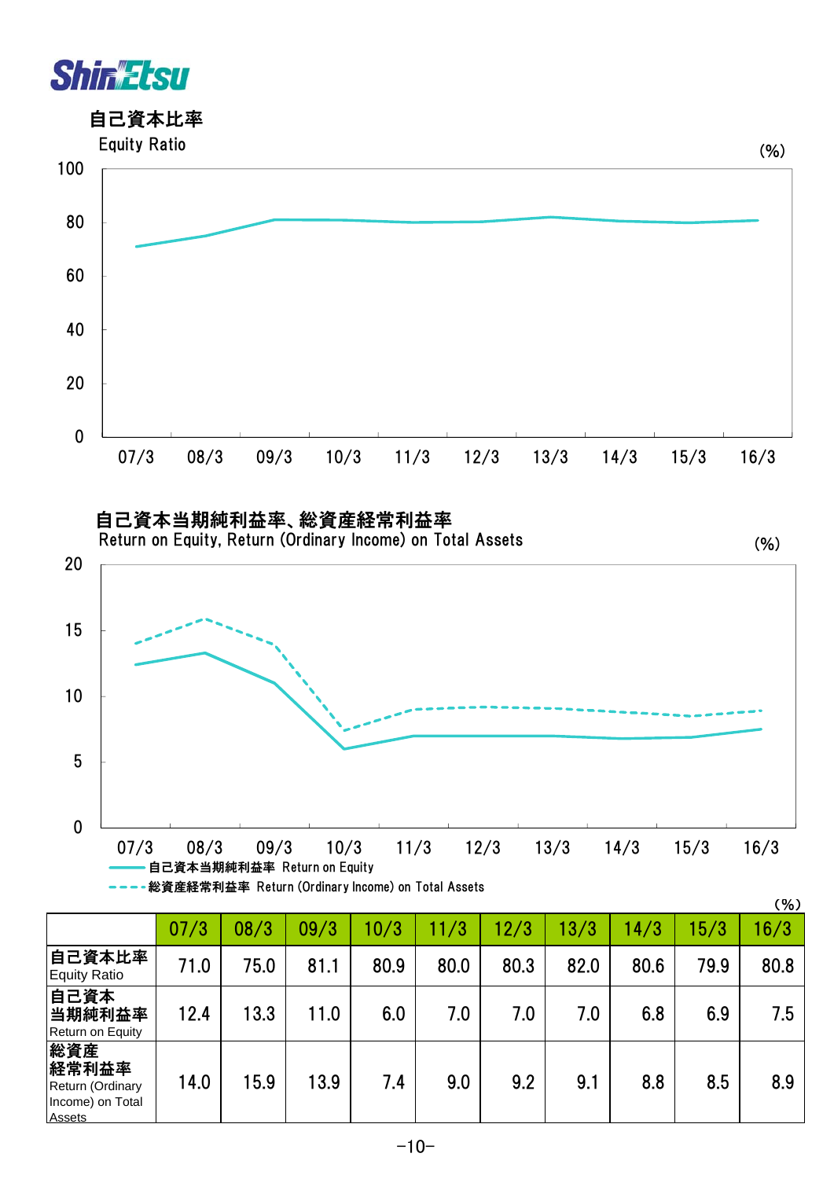## 自己資本比率

Equity Ratio

(%)

## 自己資本当期純利益率、総資産経常利益率

Return on Equity, Return (Ordinary Income) on Total Assets

(%)

自己資本当期純利益率 Return on Equity

総資産経常利益率 Return (Ordinary Income) on Total Assets

(%)

| | 07/3 | 08/3 | 09/3 | 10/3 | 11/3 | 12/3 | 13/3 | 14/3 | 15/3 | 16/3 |
|---|---|---|---|---|---|---|---|---|---|---|
| 自己資本比率<br>Equity Ratio | 71.0 | 75.0 | 81.1 | 80.9 | 80.0 | 80.3 | 82.0 | 80.6 | 79.9 | 80.8 |
| 自己資本<br>当期純利益率<br>Return on Equity | 12.4 | 13.3 | 11.0 | 6.0 | 7.0 | 7.0 | 7.0 | 6.8 | 6.9 | 7.5 |
| 総資産<br>経常利益率<br>Return (Ordinary Income) on Total Assets | 14.0 | 15.9 | 13.9 | 7.4 | 9.0 | 9.2 | 9.1 | 8.8 | 8.5 | 8.9 |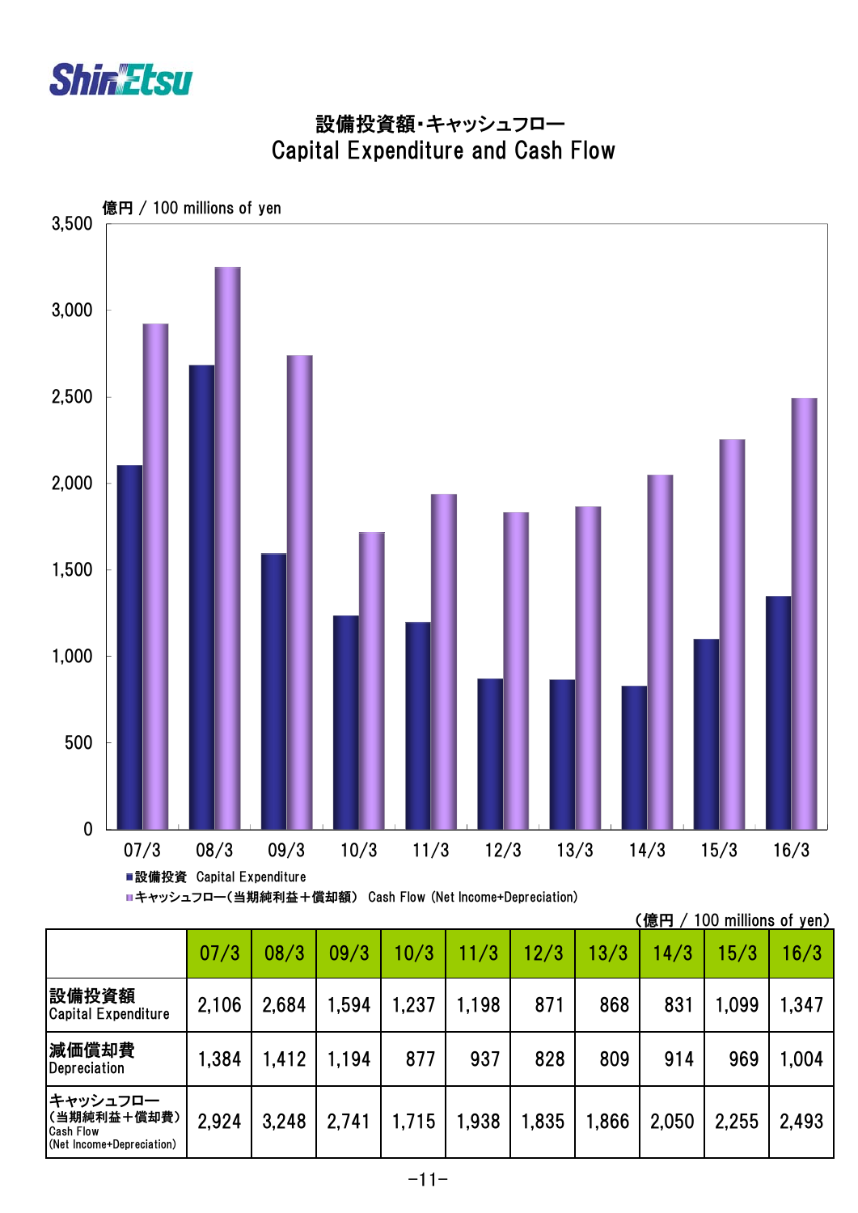# 設備投資額・キャッシュフロー
# Capital Expenditure and Cash Flow

億円 / 100 millions of yen

3,500
3,000
2,500
2,000
1,500
1,000
500
0

07/3 08/3 09/3 10/3 11/3 12/3 13/3 14/3 15/3 16/3

■設備投資　Capital Expenditure
■キャッシュフロー（当期純利益＋償却額）　Cash Flow (Net Income+Depreciation)

（億円 / 100 millions of yen）

| | 07/3 | 08/3 | 09/3 | 10/3 | 11/3 | 12/3 | 13/3 | 14/3 | 15/3 | 16/3 |
|---|---|---|---|---|---|---|---|---|---|---|
| 設備投資額 Capital Expenditure | 2,106 | 2,684 | 1,594 | 1,237 | 1,198 | 871 | 868 | 831 | 1,099 | 1,347 |
| 減価償却費 Depreciation | 1,384 | 1,412 | 1,194 | 877 | 937 | 828 | 809 | 914 | 969 | 1,004 |
| キャッシュフロー（当期純利益＋償却費） Cash Flow (Net Income+Depreciation) | 2,924 | 3,248 | 2,741 | 1,715 | 1,938 | 1,835 | 1,866 | 2,050 | 2,255 | 2,493 |